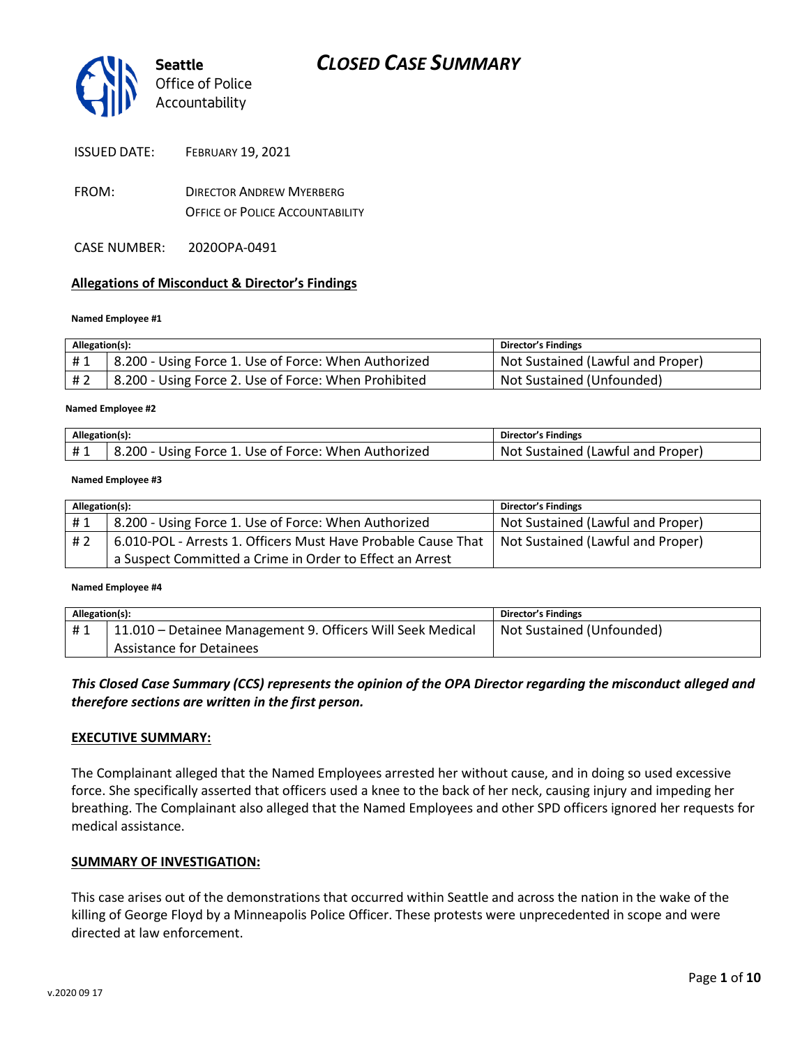# CLOSED CASE SUMMARY

Seattle Office of Police Accountability

ISSUED DATE: FEBRUARY 19, 2021

FROM: DIRECTOR ANDREW MYERBERG
OFFICE OF POLICE ACCOUNTABILITY

CASE NUMBER: 2020OPA-0491

## Allegations of Misconduct & Director's Findings

**Named Employee #1**

| Allegation(s): | | Director's Findings |
|---|---|---|
| # 1 | 8.200 - Using Force 1. Use of Force: When Authorized | Not Sustained (Lawful and Proper) |
| # 2 | 8.200 - Using Force 2. Use of Force: When Prohibited | Not Sustained (Unfounded) |

**Named Employee #2**

| Allegation(s): | | Director's Findings |
|---|---|---|
| # 1 | 8.200 - Using Force 1. Use of Force: When Authorized | Not Sustained (Lawful and Proper) |

**Named Employee #3**

| Allegation(s): | | Director's Findings |
|---|---|---|
| # 1 | 8.200 - Using Force 1. Use of Force: When Authorized | Not Sustained (Lawful and Proper) |
| # 2 | 6.010-POL - Arrests 1. Officers Must Have Probable Cause That a Suspect Committed a Crime in Order to Effect an Arrest | Not Sustained (Lawful and Proper) |

**Named Employee #4**

| Allegation(s): | | Director's Findings |
|---|---|---|
| # 1 | 11.010 – Detainee Management 9. Officers Will Seek Medical Assistance for Detainees | Not Sustained (Unfounded) |

***This Closed Case Summary (CCS) represents the opinion of the OPA Director regarding the misconduct alleged and therefore sections are written in the first person.***

## EXECUTIVE SUMMARY:

The Complainant alleged that the Named Employees arrested her without cause, and in doing so used excessive force. She specifically asserted that officers used a knee to the back of her neck, causing injury and impeding her breathing. The Complainant also alleged that the Named Employees and other SPD officers ignored her requests for medical assistance.

## SUMMARY OF INVESTIGATION:

This case arises out of the demonstrations that occurred within Seattle and across the nation in the wake of the killing of George Floyd by a Minneapolis Police Officer. These protests were unprecedented in scope and were directed at law enforcement.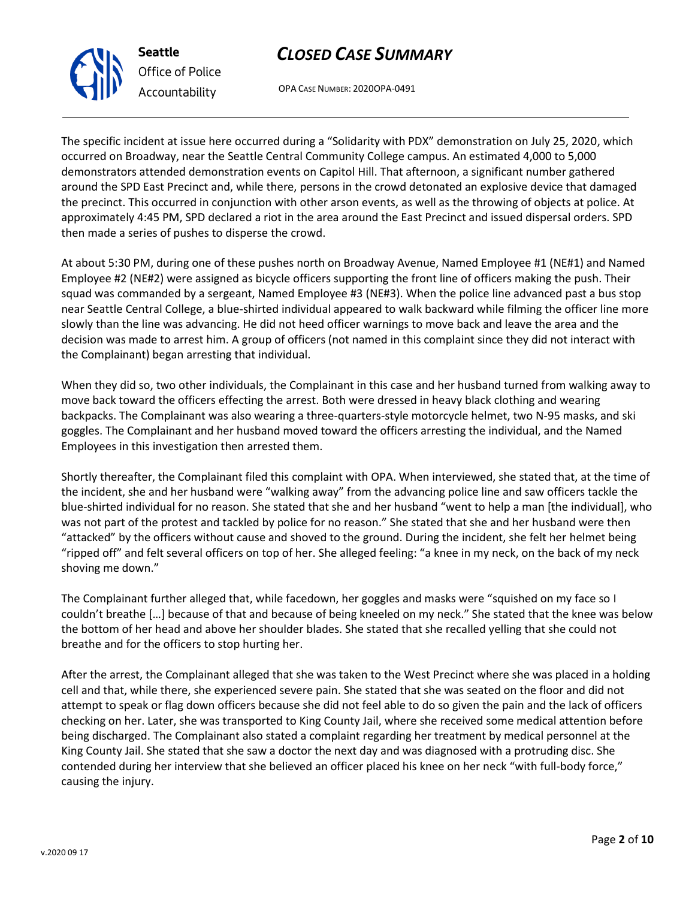The specific incident at issue here occurred during a "Solidarity with PDX" demonstration on July 25, 2020, which occurred on Broadway, near the Seattle Central Community College campus. An estimated 4,000 to 5,000 demonstrators attended demonstration events on Capitol Hill. That afternoon, a significant number gathered around the SPD East Precinct and, while there, persons in the crowd detonated an explosive device that damaged the precinct. This occurred in conjunction with other arson events, as well as the throwing of objects at police. At approximately 4:45 PM, SPD declared a riot in the area around the East Precinct and issued dispersal orders. SPD then made a series of pushes to disperse the crowd.

At about 5:30 PM, during one of these pushes north on Broadway Avenue, Named Employee #1 (NE#1) and Named Employee #2 (NE#2) were assigned as bicycle officers supporting the front line of officers making the push. Their squad was commanded by a sergeant, Named Employee #3 (NE#3). When the police line advanced past a bus stop near Seattle Central College, a blue-shirted individual appeared to walk backward while filming the officer line more slowly than the line was advancing. He did not heed officer warnings to move back and leave the area and the decision was made to arrest him. A group of officers (not named in this complaint since they did not interact with the Complainant) began arresting that individual.

When they did so, two other individuals, the Complainant in this case and her husband turned from walking away to move back toward the officers effecting the arrest. Both were dressed in heavy black clothing and wearing backpacks. The Complainant was also wearing a three-quarters-style motorcycle helmet, two N-95 masks, and ski goggles. The Complainant and her husband moved toward the officers arresting the individual, and the Named Employees in this investigation then arrested them.

Shortly thereafter, the Complainant filed this complaint with OPA. When interviewed, she stated that, at the time of the incident, she and her husband were "walking away" from the advancing police line and saw officers tackle the blue-shirted individual for no reason. She stated that she and her husband "went to help a man [the individual], who was not part of the protest and tackled by police for no reason." She stated that she and her husband were then "attacked" by the officers without cause and shoved to the ground. During the incident, she felt her helmet being "ripped off" and felt several officers on top of her. She alleged feeling: "a knee in my neck, on the back of my neck shoving me down."

The Complainant further alleged that, while facedown, her goggles and masks were "squished on my face so I couldn't breathe […] because of that and because of being kneeled on my neck." She stated that the knee was below the bottom of her head and above her shoulder blades. She stated that she recalled yelling that she could not breathe and for the officers to stop hurting her.

After the arrest, the Complainant alleged that she was taken to the West Precinct where she was placed in a holding cell and that, while there, she experienced severe pain. She stated that she was seated on the floor and did not attempt to speak or flag down officers because she did not feel able to do so given the pain and the lack of officers checking on her. Later, she was transported to King County Jail, where she received some medical attention before being discharged. The Complainant also stated a complaint regarding her treatment by medical personnel at the King County Jail. She stated that she saw a doctor the next day and was diagnosed with a protruding disc. She contended during her interview that she believed an officer placed his knee on her neck "with full-body force," causing the injury.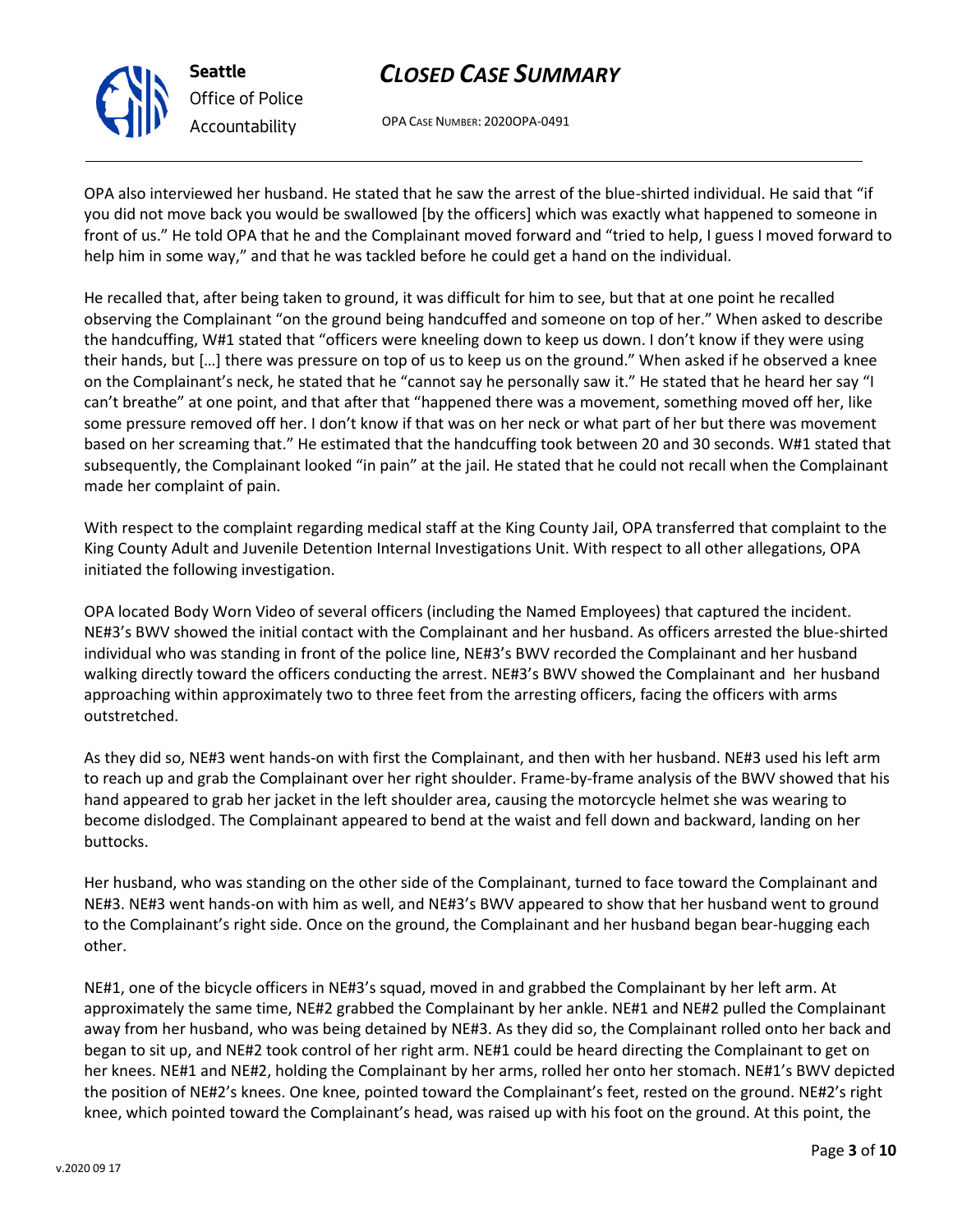OPA also interviewed her husband. He stated that he saw the arrest of the blue-shirted individual. He said that "if you did not move back you would be swallowed [by the officers] which was exactly what happened to someone in front of us." He told OPA that he and the Complainant moved forward and "tried to help, I guess I moved forward to help him in some way," and that he was tackled before he could get a hand on the individual.

He recalled that, after being taken to ground, it was difficult for him to see, but that at one point he recalled observing the Complainant "on the ground being handcuffed and someone on top of her." When asked to describe the handcuffing, W#1 stated that "officers were kneeling down to keep us down. I don't know if they were using their hands, but […] there was pressure on top of us to keep us on the ground." When asked if he observed a knee on the Complainant's neck, he stated that he "cannot say he personally saw it." He stated that he heard her say "I can't breathe" at one point, and that after that "happened there was a movement, something moved off her, like some pressure removed off her. I don't know if that was on her neck or what part of her but there was movement based on her screaming that." He estimated that the handcuffing took between 20 and 30 seconds. W#1 stated that subsequently, the Complainant looked "in pain" at the jail. He stated that he could not recall when the Complainant made her complaint of pain.

With respect to the complaint regarding medical staff at the King County Jail, OPA transferred that complaint to the King County Adult and Juvenile Detention Internal Investigations Unit. With respect to all other allegations, OPA initiated the following investigation.

OPA located Body Worn Video of several officers (including the Named Employees) that captured the incident. NE#3's BWV showed the initial contact with the Complainant and her husband. As officers arrested the blue-shirted individual who was standing in front of the police line, NE#3's BWV recorded the Complainant and her husband walking directly toward the officers conducting the arrest. NE#3's BWV showed the Complainant and her husband approaching within approximately two to three feet from the arresting officers, facing the officers with arms outstretched.

As they did so, NE#3 went hands-on with first the Complainant, and then with her husband. NE#3 used his left arm to reach up and grab the Complainant over her right shoulder. Frame-by-frame analysis of the BWV showed that his hand appeared to grab her jacket in the left shoulder area, causing the motorcycle helmet she was wearing to become dislodged. The Complainant appeared to bend at the waist and fell down and backward, landing on her buttocks.

Her husband, who was standing on the other side of the Complainant, turned to face toward the Complainant and NE#3. NE#3 went hands-on with him as well, and NE#3's BWV appeared to show that her husband went to ground to the Complainant's right side. Once on the ground, the Complainant and her husband began bear-hugging each other.

NE#1, one of the bicycle officers in NE#3's squad, moved in and grabbed the Complainant by her left arm. At approximately the same time, NE#2 grabbed the Complainant by her ankle. NE#1 and NE#2 pulled the Complainant away from her husband, who was being detained by NE#3. As they did so, the Complainant rolled onto her back and began to sit up, and NE#2 took control of her right arm. NE#1 could be heard directing the Complainant to get on her knees. NE#1 and NE#2, holding the Complainant by her arms, rolled her onto her stomach. NE#1's BWV depicted the position of NE#2's knees. One knee, pointed toward the Complainant's feet, rested on the ground. NE#2's right knee, which pointed toward the Complainant's head, was raised up with his foot on the ground. At this point, the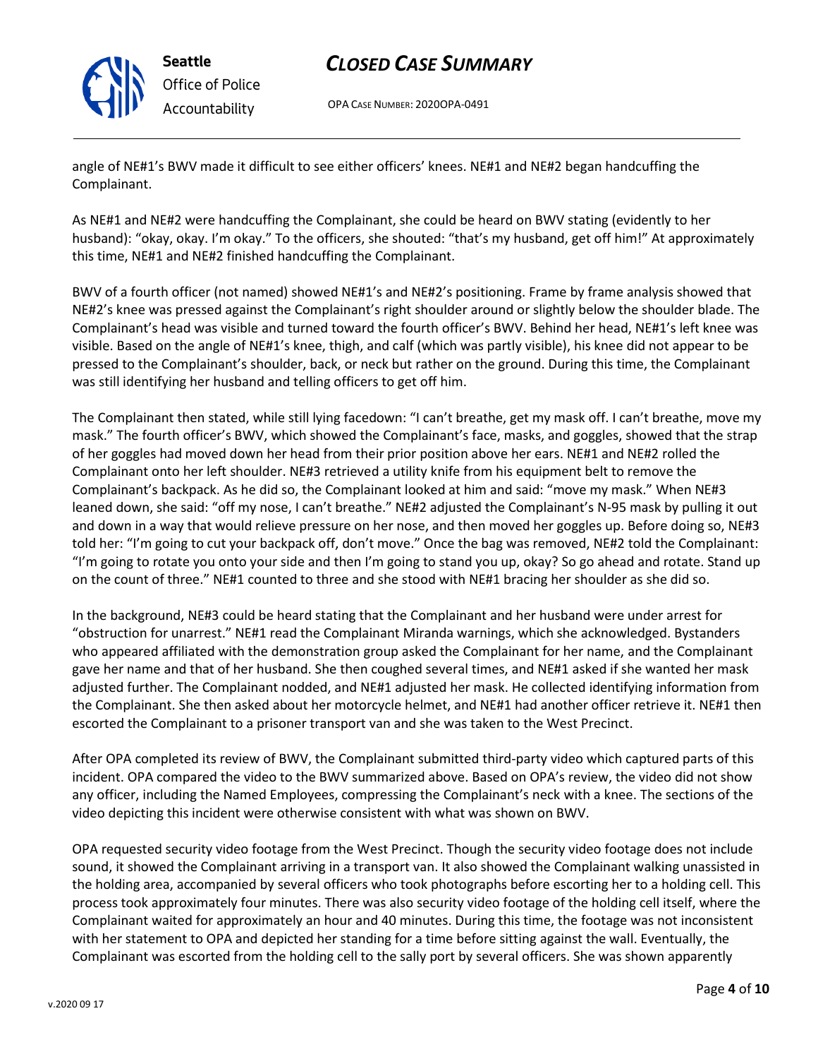angle of NE#1's BWV made it difficult to see either officers' knees. NE#1 and NE#2 began handcuffing the Complainant.

As NE#1 and NE#2 were handcuffing the Complainant, she could be heard on BWV stating (evidently to her husband): "okay, okay. I'm okay." To the officers, she shouted: "that's my husband, get off him!" At approximately this time, NE#1 and NE#2 finished handcuffing the Complainant.

BWV of a fourth officer (not named) showed NE#1's and NE#2's positioning. Frame by frame analysis showed that NE#2's knee was pressed against the Complainant's right shoulder around or slightly below the shoulder blade. The Complainant's head was visible and turned toward the fourth officer's BWV. Behind her head, NE#1's left knee was visible. Based on the angle of NE#1's knee, thigh, and calf (which was partly visible), his knee did not appear to be pressed to the Complainant's shoulder, back, or neck but rather on the ground. During this time, the Complainant was still identifying her husband and telling officers to get off him.

The Complainant then stated, while still lying facedown: "I can't breathe, get my mask off. I can't breathe, move my mask." The fourth officer's BWV, which showed the Complainant's face, masks, and goggles, showed that the strap of her goggles had moved down her head from their prior position above her ears. NE#1 and NE#2 rolled the Complainant onto her left shoulder. NE#3 retrieved a utility knife from his equipment belt to remove the Complainant's backpack. As he did so, the Complainant looked at him and said: "move my mask." When NE#3 leaned down, she said: "off my nose, I can't breathe." NE#2 adjusted the Complainant's N-95 mask by pulling it out and down in a way that would relieve pressure on her nose, and then moved her goggles up. Before doing so, NE#3 told her: "I'm going to cut your backpack off, don't move." Once the bag was removed, NE#2 told the Complainant: "I'm going to rotate you onto your side and then I'm going to stand you up, okay? So go ahead and rotate. Stand up on the count of three." NE#1 counted to three and she stood with NE#1 bracing her shoulder as she did so.

In the background, NE#3 could be heard stating that the Complainant and her husband were under arrest for "obstruction for unarrest." NE#1 read the Complainant Miranda warnings, which she acknowledged. Bystanders who appeared affiliated with the demonstration group asked the Complainant for her name, and the Complainant gave her name and that of her husband. She then coughed several times, and NE#1 asked if she wanted her mask adjusted further. The Complainant nodded, and NE#1 adjusted her mask. He collected identifying information from the Complainant. She then asked about her motorcycle helmet, and NE#1 had another officer retrieve it. NE#1 then escorted the Complainant to a prisoner transport van and she was taken to the West Precinct.

After OPA completed its review of BWV, the Complainant submitted third-party video which captured parts of this incident. OPA compared the video to the BWV summarized above. Based on OPA's review, the video did not show any officer, including the Named Employees, compressing the Complainant's neck with a knee. The sections of the video depicting this incident were otherwise consistent with what was shown on BWV.

OPA requested security video footage from the West Precinct. Though the security video footage does not include sound, it showed the Complainant arriving in a transport van. It also showed the Complainant walking unassisted in the holding area, accompanied by several officers who took photographs before escorting her to a holding cell. This process took approximately four minutes. There was also security video footage of the holding cell itself, where the Complainant waited for approximately an hour and 40 minutes. During this time, the footage was not inconsistent with her statement to OPA and depicted her standing for a time before sitting against the wall. Eventually, the Complainant was escorted from the holding cell to the sally port by several officers. She was shown apparently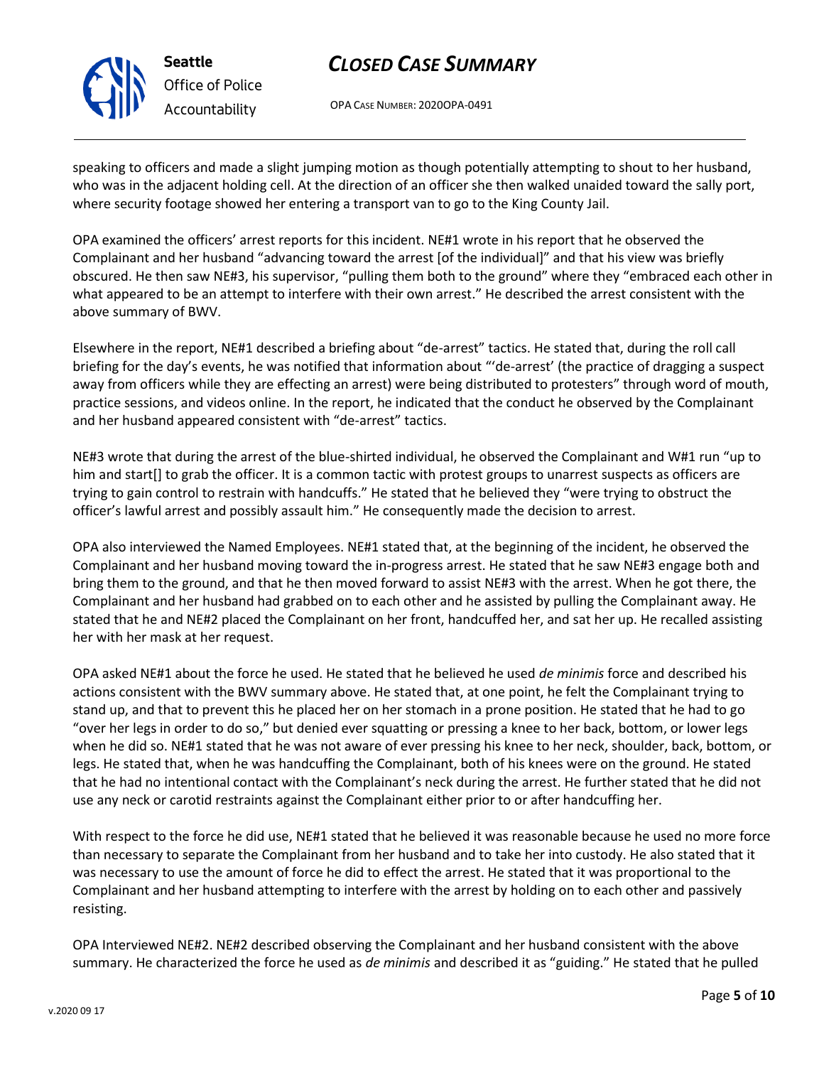speaking to officers and made a slight jumping motion as though potentially attempting to shout to her husband, who was in the adjacent holding cell. At the direction of an officer she then walked unaided toward the sally port, where security footage showed her entering a transport van to go to the King County Jail.

OPA examined the officers' arrest reports for this incident. NE#1 wrote in his report that he observed the Complainant and her husband "advancing toward the arrest [of the individual]" and that his view was briefly obscured. He then saw NE#3, his supervisor, "pulling them both to the ground" where they "embraced each other in what appeared to be an attempt to interfere with their own arrest." He described the arrest consistent with the above summary of BWV.

Elsewhere in the report, NE#1 described a briefing about "de-arrest" tactics. He stated that, during the roll call briefing for the day's events, he was notified that information about "'de-arrest' (the practice of dragging a suspect away from officers while they are effecting an arrest) were being distributed to protesters" through word of mouth, practice sessions, and videos online. In the report, he indicated that the conduct he observed by the Complainant and her husband appeared consistent with "de-arrest" tactics.

NE#3 wrote that during the arrest of the blue-shirted individual, he observed the Complainant and W#1 run "up to him and start[] to grab the officer. It is a common tactic with protest groups to unarrest suspects as officers are trying to gain control to restrain with handcuffs." He stated that he believed they "were trying to obstruct the officer's lawful arrest and possibly assault him." He consequently made the decision to arrest.

OPA also interviewed the Named Employees. NE#1 stated that, at the beginning of the incident, he observed the Complainant and her husband moving toward the in-progress arrest. He stated that he saw NE#3 engage both and bring them to the ground, and that he then moved forward to assist NE#3 with the arrest. When he got there, the Complainant and her husband had grabbed on to each other and he assisted by pulling the Complainant away. He stated that he and NE#2 placed the Complainant on her front, handcuffed her, and sat her up. He recalled assisting her with her mask at her request.

OPA asked NE#1 about the force he used. He stated that he believed he used *de minimis* force and described his actions consistent with the BWV summary above. He stated that, at one point, he felt the Complainant trying to stand up, and that to prevent this he placed her on her stomach in a prone position. He stated that he had to go "over her legs in order to do so," but denied ever squatting or pressing a knee to her back, bottom, or lower legs when he did so. NE#1 stated that he was not aware of ever pressing his knee to her neck, shoulder, back, bottom, or legs. He stated that, when he was handcuffing the Complainant, both of his knees were on the ground. He stated that he had no intentional contact with the Complainant's neck during the arrest. He further stated that he did not use any neck or carotid restraints against the Complainant either prior to or after handcuffing her.

With respect to the force he did use, NE#1 stated that he believed it was reasonable because he used no more force than necessary to separate the Complainant from her husband and to take her into custody. He also stated that it was necessary to use the amount of force he did to effect the arrest. He stated that it was proportional to the Complainant and her husband attempting to interfere with the arrest by holding on to each other and passively resisting.

OPA Interviewed NE#2. NE#2 described observing the Complainant and her husband consistent with the above summary. He characterized the force he used as *de minimis* and described it as "guiding." He stated that he pulled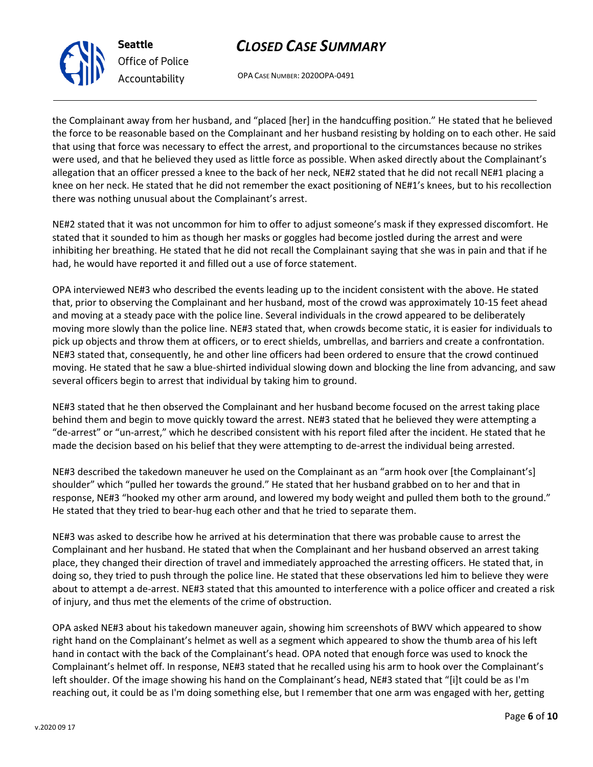the Complainant away from her husband, and "placed [her] in the handcuffing position." He stated that he believed the force to be reasonable based on the Complainant and her husband resisting by holding on to each other. He said that using that force was necessary to effect the arrest, and proportional to the circumstances because no strikes were used, and that he believed they used as little force as possible. When asked directly about the Complainant's allegation that an officer pressed a knee to the back of her neck, NE#2 stated that he did not recall NE#1 placing a knee on her neck. He stated that he did not remember the exact positioning of NE#1's knees, but to his recollection there was nothing unusual about the Complainant's arrest.

NE#2 stated that it was not uncommon for him to offer to adjust someone's mask if they expressed discomfort. He stated that it sounded to him as though her masks or goggles had become jostled during the arrest and were inhibiting her breathing. He stated that he did not recall the Complainant saying that she was in pain and that if he had, he would have reported it and filled out a use of force statement.

OPA interviewed NE#3 who described the events leading up to the incident consistent with the above. He stated that, prior to observing the Complainant and her husband, most of the crowd was approximately 10-15 feet ahead and moving at a steady pace with the police line. Several individuals in the crowd appeared to be deliberately moving more slowly than the police line. NE#3 stated that, when crowds become static, it is easier for individuals to pick up objects and throw them at officers, or to erect shields, umbrellas, and barriers and create a confrontation. NE#3 stated that, consequently, he and other line officers had been ordered to ensure that the crowd continued moving. He stated that he saw a blue-shirted individual slowing down and blocking the line from advancing, and saw several officers begin to arrest that individual by taking him to ground.

NE#3 stated that he then observed the Complainant and her husband become focused on the arrest taking place behind them and begin to move quickly toward the arrest. NE#3 stated that he believed they were attempting a "de-arrest" or "un-arrest," which he described consistent with his report filed after the incident. He stated that he made the decision based on his belief that they were attempting to de-arrest the individual being arrested.

NE#3 described the takedown maneuver he used on the Complainant as an "arm hook over [the Complainant's] shoulder" which "pulled her towards the ground." He stated that her husband grabbed on to her and that in response, NE#3 "hooked my other arm around, and lowered my body weight and pulled them both to the ground." He stated that they tried to bear-hug each other and that he tried to separate them.

NE#3 was asked to describe how he arrived at his determination that there was probable cause to arrest the Complainant and her husband. He stated that when the Complainant and her husband observed an arrest taking place, they changed their direction of travel and immediately approached the arresting officers. He stated that, in doing so, they tried to push through the police line. He stated that these observations led him to believe they were about to attempt a de-arrest. NE#3 stated that this amounted to interference with a police officer and created a risk of injury, and thus met the elements of the crime of obstruction.

OPA asked NE#3 about his takedown maneuver again, showing him screenshots of BWV which appeared to show right hand on the Complainant's helmet as well as a segment which appeared to show the thumb area of his left hand in contact with the back of the Complainant's head. OPA noted that enough force was used to knock the Complainant's helmet off. In response, NE#3 stated that he recalled using his arm to hook over the Complainant's left shoulder. Of the image showing his hand on the Complainant's head, NE#3 stated that "[i]t could be as I'm reaching out, it could be as I'm doing something else, but I remember that one arm was engaged with her, getting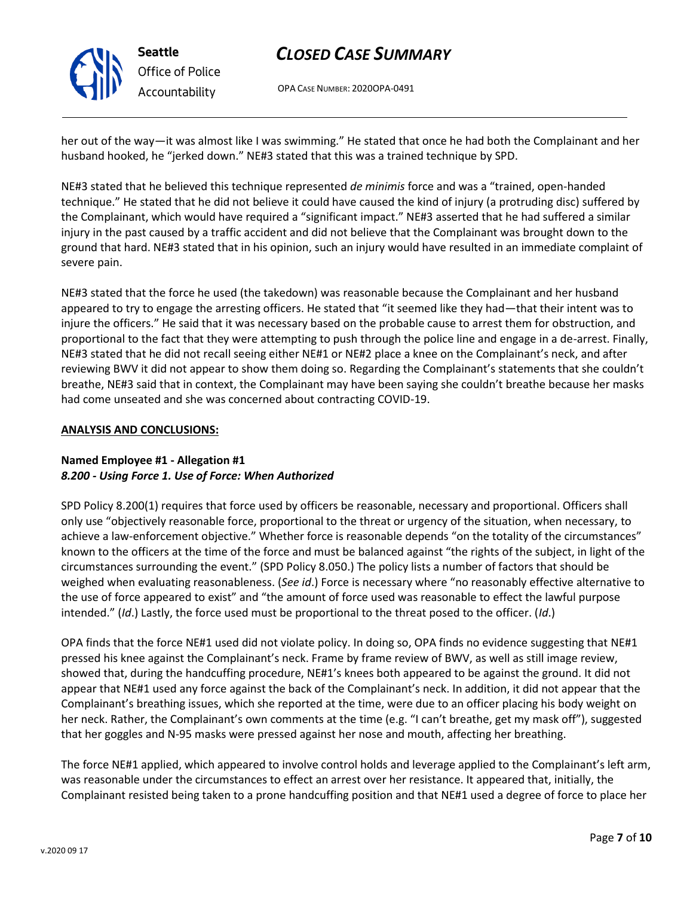her out of the way—it was almost like I was swimming." He stated that once he had both the Complainant and her husband hooked, he "jerked down." NE#3 stated that this was a trained technique by SPD.

NE#3 stated that he believed this technique represented *de minimis* force and was a "trained, open-handed technique." He stated that he did not believe it could have caused the kind of injury (a protruding disc) suffered by the Complainant, which would have required a "significant impact." NE#3 asserted that he had suffered a similar injury in the past caused by a traffic accident and did not believe that the Complainant was brought down to the ground that hard. NE#3 stated that in his opinion, such an injury would have resulted in an immediate complaint of severe pain.

NE#3 stated that the force he used (the takedown) was reasonable because the Complainant and her husband appeared to try to engage the arresting officers. He stated that "it seemed like they had—that their intent was to injure the officers." He said that it was necessary based on the probable cause to arrest them for obstruction, and proportional to the fact that they were attempting to push through the police line and engage in a de-arrest. Finally, NE#3 stated that he did not recall seeing either NE#1 or NE#2 place a knee on the Complainant's neck, and after reviewing BWV it did not appear to show them doing so. Regarding the Complainant's statements that she couldn't breathe, NE#3 said that in context, the Complainant may have been saying she couldn't breathe because her masks had come unseated and she was concerned about contracting COVID-19.

## ANALYSIS AND CONCLUSIONS:

### Named Employee #1 - Allegation #1
### *8.200 - Using Force 1. Use of Force: When Authorized*

SPD Policy 8.200(1) requires that force used by officers be reasonable, necessary and proportional. Officers shall only use "objectively reasonable force, proportional to the threat or urgency of the situation, when necessary, to achieve a law-enforcement objective." Whether force is reasonable depends "on the totality of the circumstances" known to the officers at the time of the force and must be balanced against "the rights of the subject, in light of the circumstances surrounding the event." (SPD Policy 8.050.) The policy lists a number of factors that should be weighed when evaluating reasonableness. (*See id*.) Force is necessary where "no reasonably effective alternative to the use of force appeared to exist" and "the amount of force used was reasonable to effect the lawful purpose intended." (*Id*.) Lastly, the force used must be proportional to the threat posed to the officer. (*Id*.)

OPA finds that the force NE#1 used did not violate policy. In doing so, OPA finds no evidence suggesting that NE#1 pressed his knee against the Complainant's neck. Frame by frame review of BWV, as well as still image review, showed that, during the handcuffing procedure, NE#1's knees both appeared to be against the ground. It did not appear that NE#1 used any force against the back of the Complainant's neck. In addition, it did not appear that the Complainant's breathing issues, which she reported at the time, were due to an officer placing his body weight on her neck. Rather, the Complainant's own comments at the time (e.g. "I can't breathe, get my mask off"), suggested that her goggles and N-95 masks were pressed against her nose and mouth, affecting her breathing.

The force NE#1 applied, which appeared to involve control holds and leverage applied to the Complainant's left arm, was reasonable under the circumstances to effect an arrest over her resistance. It appeared that, initially, the Complainant resisted being taken to a prone handcuffing position and that NE#1 used a degree of force to place her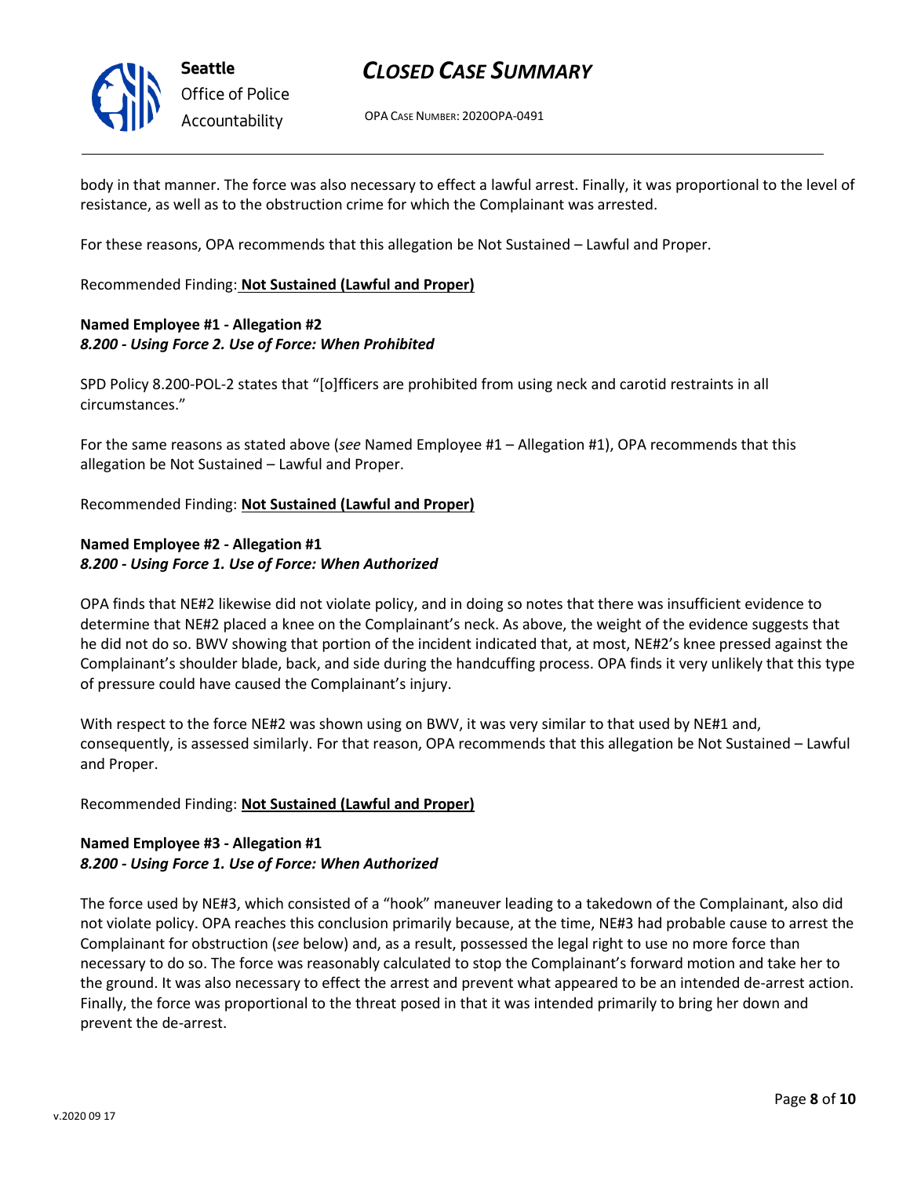body in that manner. The force was also necessary to effect a lawful arrest. Finally, it was proportional to the level of resistance, as well as to the obstruction crime for which the Complainant was arrested.

For these reasons, OPA recommends that this allegation be Not Sustained – Lawful and Proper.

Recommended Finding: **Not Sustained (Lawful and Proper)**

**Named Employee #1 - Allegation #2**
***8.200 - Using Force 2. Use of Force: When Prohibited***

SPD Policy 8.200-POL-2 states that "[o]fficers are prohibited from using neck and carotid restraints in all circumstances."

For the same reasons as stated above (*see* Named Employee #1 – Allegation #1), OPA recommends that this allegation be Not Sustained – Lawful and Proper.

Recommended Finding: **Not Sustained (Lawful and Proper)**

**Named Employee #2 - Allegation #1**
***8.200 - Using Force 1. Use of Force: When Authorized***

OPA finds that NE#2 likewise did not violate policy, and in doing so notes that there was insufficient evidence to determine that NE#2 placed a knee on the Complainant's neck. As above, the weight of the evidence suggests that he did not do so. BWV showing that portion of the incident indicated that, at most, NE#2's knee pressed against the Complainant's shoulder blade, back, and side during the handcuffing process. OPA finds it very unlikely that this type of pressure could have caused the Complainant's injury.

With respect to the force NE#2 was shown using on BWV, it was very similar to that used by NE#1 and, consequently, is assessed similarly. For that reason, OPA recommends that this allegation be Not Sustained – Lawful and Proper.

Recommended Finding: **Not Sustained (Lawful and Proper)**

**Named Employee #3 - Allegation #1**
***8.200 - Using Force 1. Use of Force: When Authorized***

The force used by NE#3, which consisted of a "hook" maneuver leading to a takedown of the Complainant, also did not violate policy. OPA reaches this conclusion primarily because, at the time, NE#3 had probable cause to arrest the Complainant for obstruction (*see* below) and, as a result, possessed the legal right to use no more force than necessary to do so. The force was reasonably calculated to stop the Complainant's forward motion and take her to the ground. It was also necessary to effect the arrest and prevent what appeared to be an intended de-arrest action. Finally, the force was proportional to the threat posed in that it was intended primarily to bring her down and prevent the de-arrest.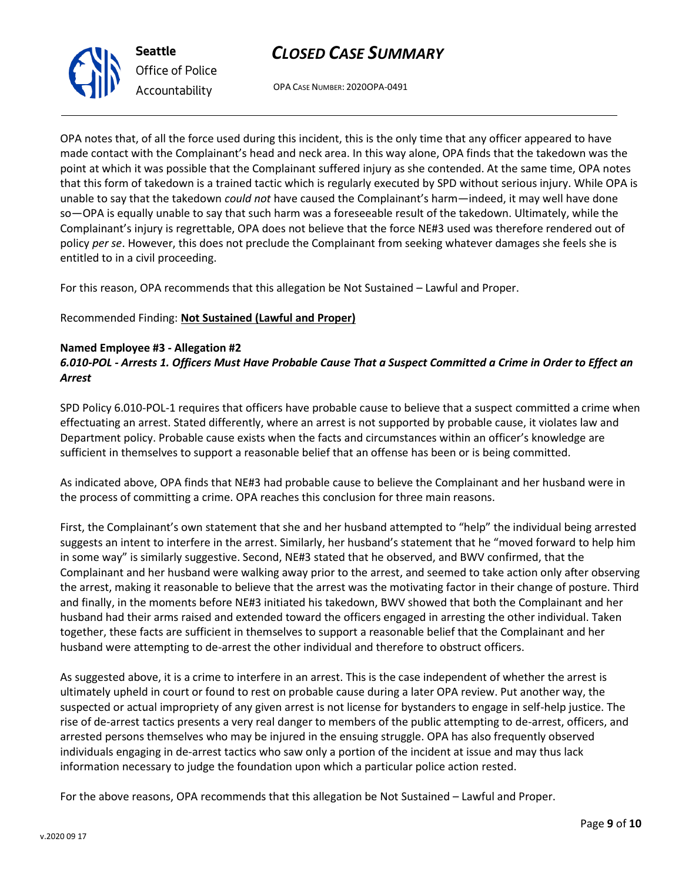OPA notes that, of all the force used during this incident, this is the only time that any officer appeared to have made contact with the Complainant's head and neck area. In this way alone, OPA finds that the takedown was the point at which it was possible that the Complainant suffered injury as she contended. At the same time, OPA notes that this form of takedown is a trained tactic which is regularly executed by SPD without serious injury. While OPA is unable to say that the takedown *could not* have caused the Complainant's harm—indeed, it may well have done so—OPA is equally unable to say that such harm was a foreseeable result of the takedown. Ultimately, while the Complainant's injury is regrettable, OPA does not believe that the force NE#3 used was therefore rendered out of policy *per se*. However, this does not preclude the Complainant from seeking whatever damages she feels she is entitled to in a civil proceeding.

For this reason, OPA recommends that this allegation be Not Sustained – Lawful and Proper.

Recommended Finding: **Not Sustained (Lawful and Proper)**

**Named Employee #3 - Allegation #2**
***6.010-POL - Arrests 1. Officers Must Have Probable Cause That a Suspect Committed a Crime in Order to Effect an Arrest***

SPD Policy 6.010-POL-1 requires that officers have probable cause to believe that a suspect committed a crime when effectuating an arrest. Stated differently, where an arrest is not supported by probable cause, it violates law and Department policy. Probable cause exists when the facts and circumstances within an officer's knowledge are sufficient in themselves to support a reasonable belief that an offense has been or is being committed.

As indicated above, OPA finds that NE#3 had probable cause to believe the Complainant and her husband were in the process of committing a crime. OPA reaches this conclusion for three main reasons.

First, the Complainant's own statement that she and her husband attempted to "help" the individual being arrested suggests an intent to interfere in the arrest. Similarly, her husband's statement that he "moved forward to help him in some way" is similarly suggestive. Second, NE#3 stated that he observed, and BWV confirmed, that the Complainant and her husband were walking away prior to the arrest, and seemed to take action only after observing the arrest, making it reasonable to believe that the arrest was the motivating factor in their change of posture. Third and finally, in the moments before NE#3 initiated his takedown, BWV showed that both the Complainant and her husband had their arms raised and extended toward the officers engaged in arresting the other individual. Taken together, these facts are sufficient in themselves to support a reasonable belief that the Complainant and her husband were attempting to de-arrest the other individual and therefore to obstruct officers.

As suggested above, it is a crime to interfere in an arrest. This is the case independent of whether the arrest is ultimately upheld in court or found to rest on probable cause during a later OPA review. Put another way, the suspected or actual impropriety of any given arrest is not license for bystanders to engage in self-help justice. The rise of de-arrest tactics presents a very real danger to members of the public attempting to de-arrest, officers, and arrested persons themselves who may be injured in the ensuing struggle. OPA has also frequently observed individuals engaging in de-arrest tactics who saw only a portion of the incident at issue and may thus lack information necessary to judge the foundation upon which a particular police action rested.

For the above reasons, OPA recommends that this allegation be Not Sustained – Lawful and Proper.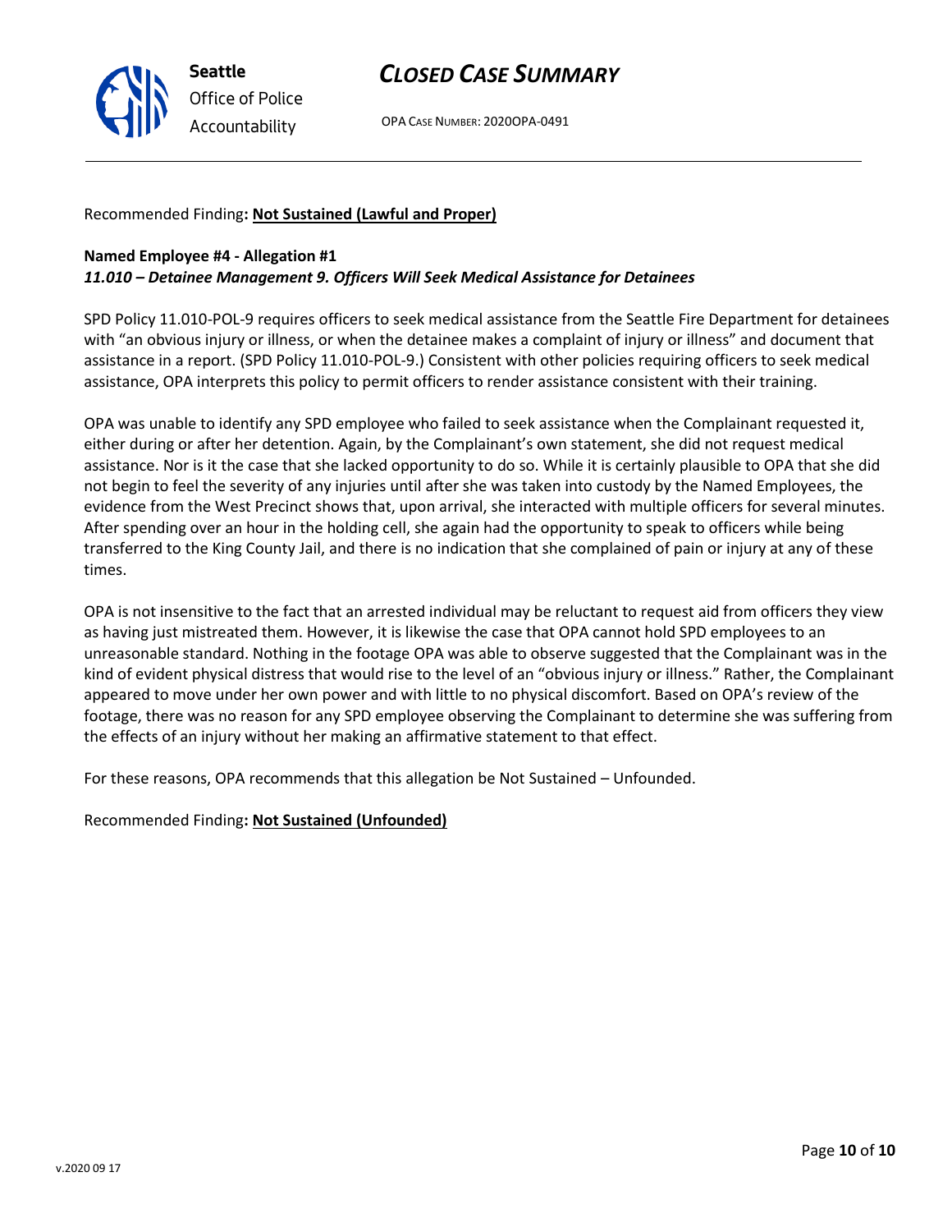Recommended Finding**: Not Sustained (Lawful and Proper)**

**Named Employee #4 - Allegation #1**
***11.010 – Detainee Management 9. Officers Will Seek Medical Assistance for Detainees***

SPD Policy 11.010-POL-9 requires officers to seek medical assistance from the Seattle Fire Department for detainees with "an obvious injury or illness, or when the detainee makes a complaint of injury or illness" and document that assistance in a report. (SPD Policy 11.010-POL-9.) Consistent with other policies requiring officers to seek medical assistance, OPA interprets this policy to permit officers to render assistance consistent with their training.

OPA was unable to identify any SPD employee who failed to seek assistance when the Complainant requested it, either during or after her detention. Again, by the Complainant's own statement, she did not request medical assistance. Nor is it the case that she lacked opportunity to do so. While it is certainly plausible to OPA that she did not begin to feel the severity of any injuries until after she was taken into custody by the Named Employees, the evidence from the West Precinct shows that, upon arrival, she interacted with multiple officers for several minutes. After spending over an hour in the holding cell, she again had the opportunity to speak to officers while being transferred to the King County Jail, and there is no indication that she complained of pain or injury at any of these times.

OPA is not insensitive to the fact that an arrested individual may be reluctant to request aid from officers they view as having just mistreated them. However, it is likewise the case that OPA cannot hold SPD employees to an unreasonable standard. Nothing in the footage OPA was able to observe suggested that the Complainant was in the kind of evident physical distress that would rise to the level of an "obvious injury or illness." Rather, the Complainant appeared to move under her own power and with little to no physical discomfort. Based on OPA's review of the footage, there was no reason for any SPD employee observing the Complainant to determine she was suffering from the effects of an injury without her making an affirmative statement to that effect.

For these reasons, OPA recommends that this allegation be Not Sustained – Unfounded.

Recommended Finding**: Not Sustained (Unfounded)**